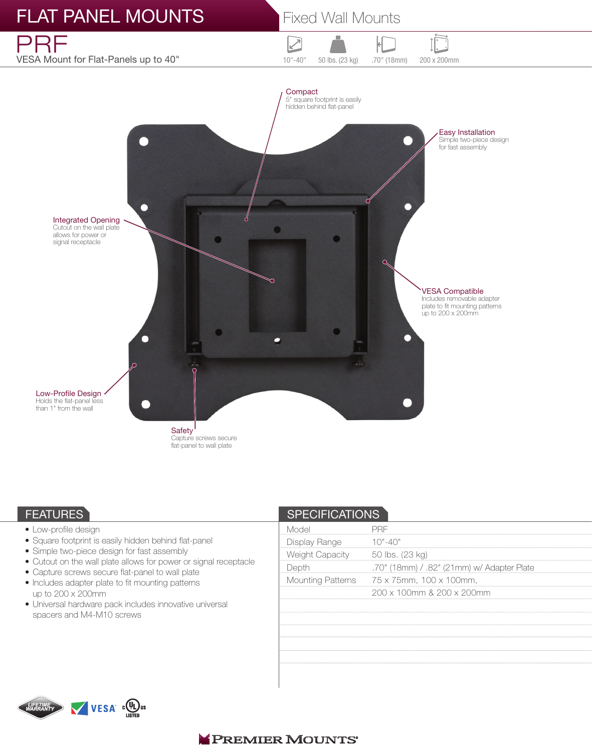# FLAT PANEL MOUNTS

Fixed Wall Mounts

# PRF

VESA Mount for Flat-Panels up to 40"

10"-40" | 50 lbs. (23 kg) | .70" (18mm) | 200 x 200mm

**Compact**
5" square footprint is easily hidden behind flat-panel

**Easy Installation**
Simple two-piece design for fast assembly

**Integrated Opening**
Cutout on the wall plate allows for power or signal receptacle

**VESA Compatible**
Includes removable adapter plate to fit mounting patterns up to 200 x 200mm

**Low-Profile Design**
Holds the flat-panel less than 1" from the wall

**Safety**
Capture screws secure flat-panel to wall plate

## FEATURES

- Low-profile design
- Square footprint is easily hidden behind flat-panel
- Simple two-piece design for fast assembly
- Cutout on the wall plate allows for power or signal receptacle
- Capture screws secure flat-panel to wall plate
- Includes adapter plate to fit mounting patterns up to 200 x 200mm
- Universal hardware pack includes innovative universal spacers and M4-M10 screws

## SPECIFICATIONS

| | |
|---|---|
| Model | PRF |
| Display Range | 10"-40" |
| Weight Capacity | 50 lbs. (23 kg) |
| Depth | .70" (18mm) / .82" (21mm) w/ Adapter Plate |
| Mounting Patterns | 75 x 75mm, 100 x 100mm, |
| | 200 x 100mm & 200 x 200mm |

LIFETIME WARRANTY · VESA · cULus LISTED

PREMIER MOUNTS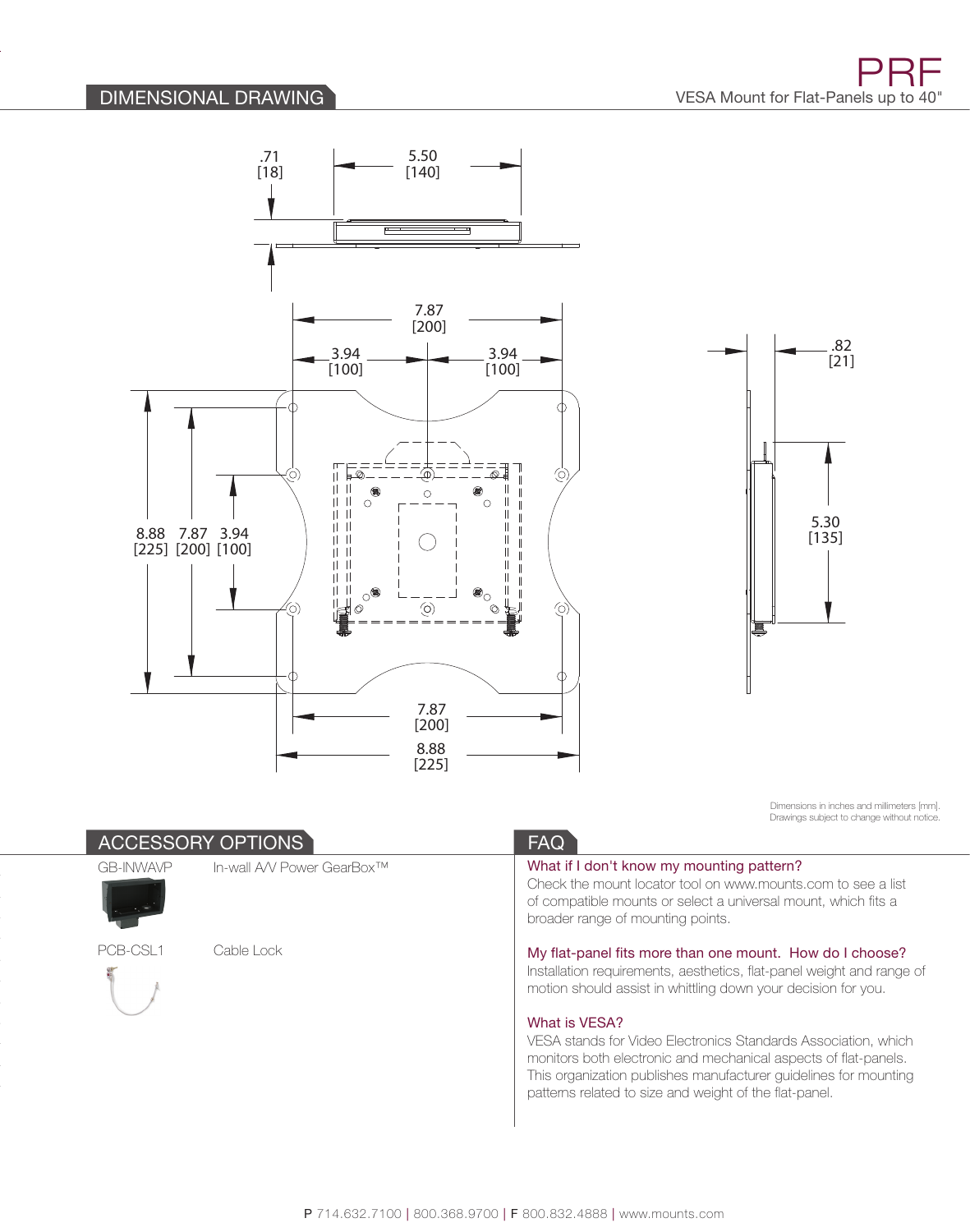## DIMENSIONAL DRAWING

PRF
VESA Mount for Flat-Panels up to 40"

.71
[18]

5.50
[140]

7.87
[200]

3.94
[100]

3.94
[100]

.82
[21]

8.88
[225]

7.87
[200]

3.94
[100]

5.30
[135]

7.87
[200]

8.88
[225]

Dimensions in inches and millimeters [mm].
Drawings subject to change without notice.

## ACCESSORY OPTIONS

| | |
|---|---|
| GB-INWAVP | In-wall A/V Power GearBox™ |
| PCB-CSL1 | Cable Lock |

## FAQ

**What if I don't know my mounting pattern?**
Check the mount locator tool on www.mounts.com to see a list of compatible mounts or select a universal mount, which fits a broader range of mounting points.

**My flat-panel fits more than one mount. How do I choose?**
Installation requirements, aesthetics, flat-panel weight and range of motion should assist in whittling down your decision for you.

**What is VESA?**
VESA stands for Video Electronics Standards Association, which monitors both electronic and mechanical aspects of flat-panels. This organization publishes manufacturer guidelines for mounting patterns related to size and weight of the flat-panel.

P 714.632.7100 | 800.368.9700 | F 800.832.4888 | www.mounts.com